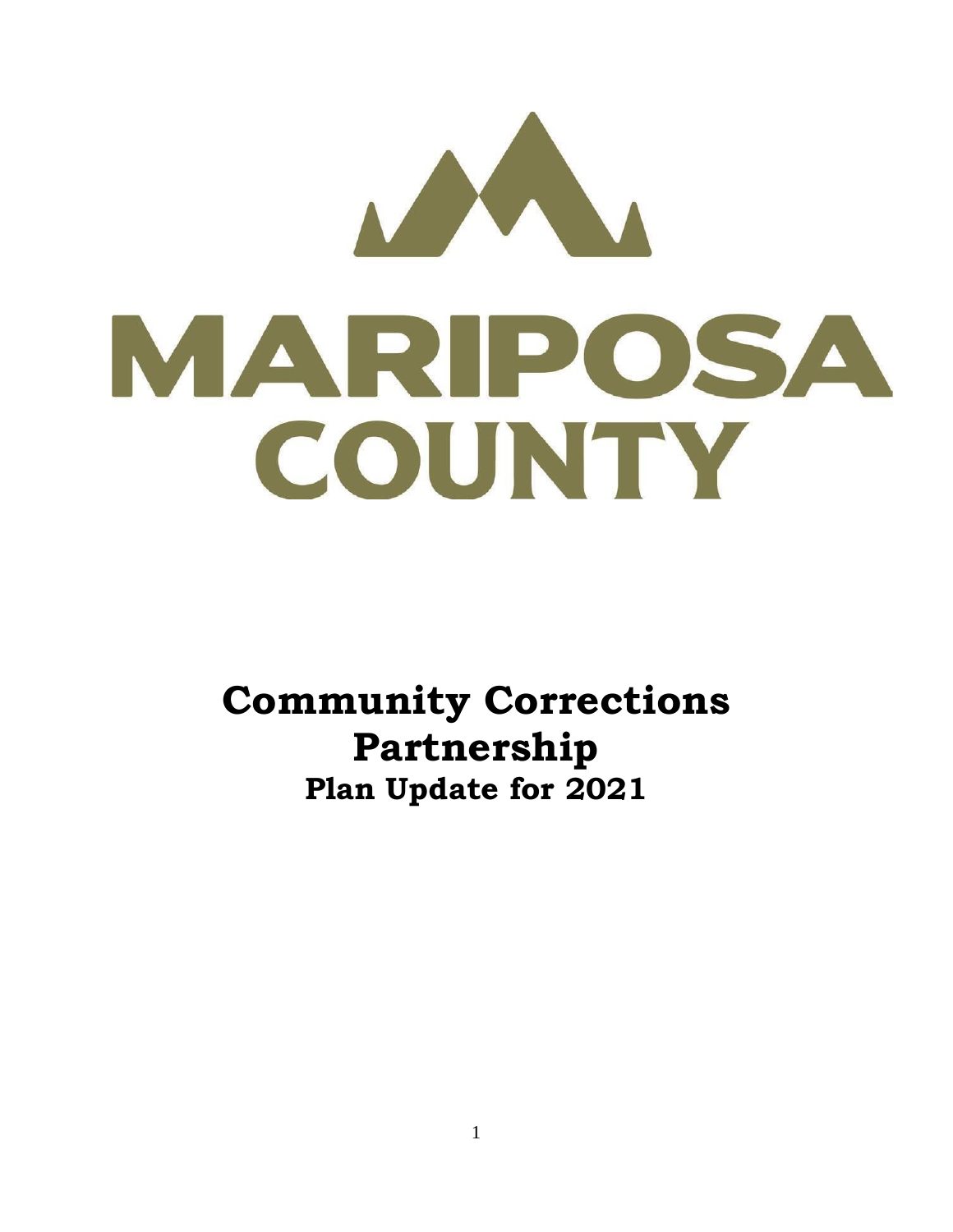MARIPOSA COUNTY

# Community Corrections Partnership

## Plan Update for 2021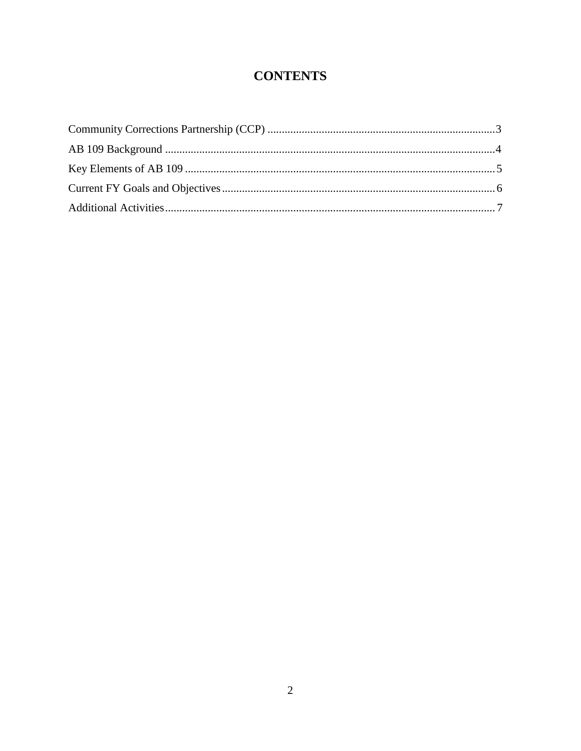# CONTENTS

Community Corrections Partnership (CCP) ................................................................................ 3

AB 109 Background ................................................................................................................... 4

Key Elements of AB 109 ............................................................................................................ 5

Current FY Goals and Objectives ............................................................................................... 6

Additional Activities ................................................................................................................... 7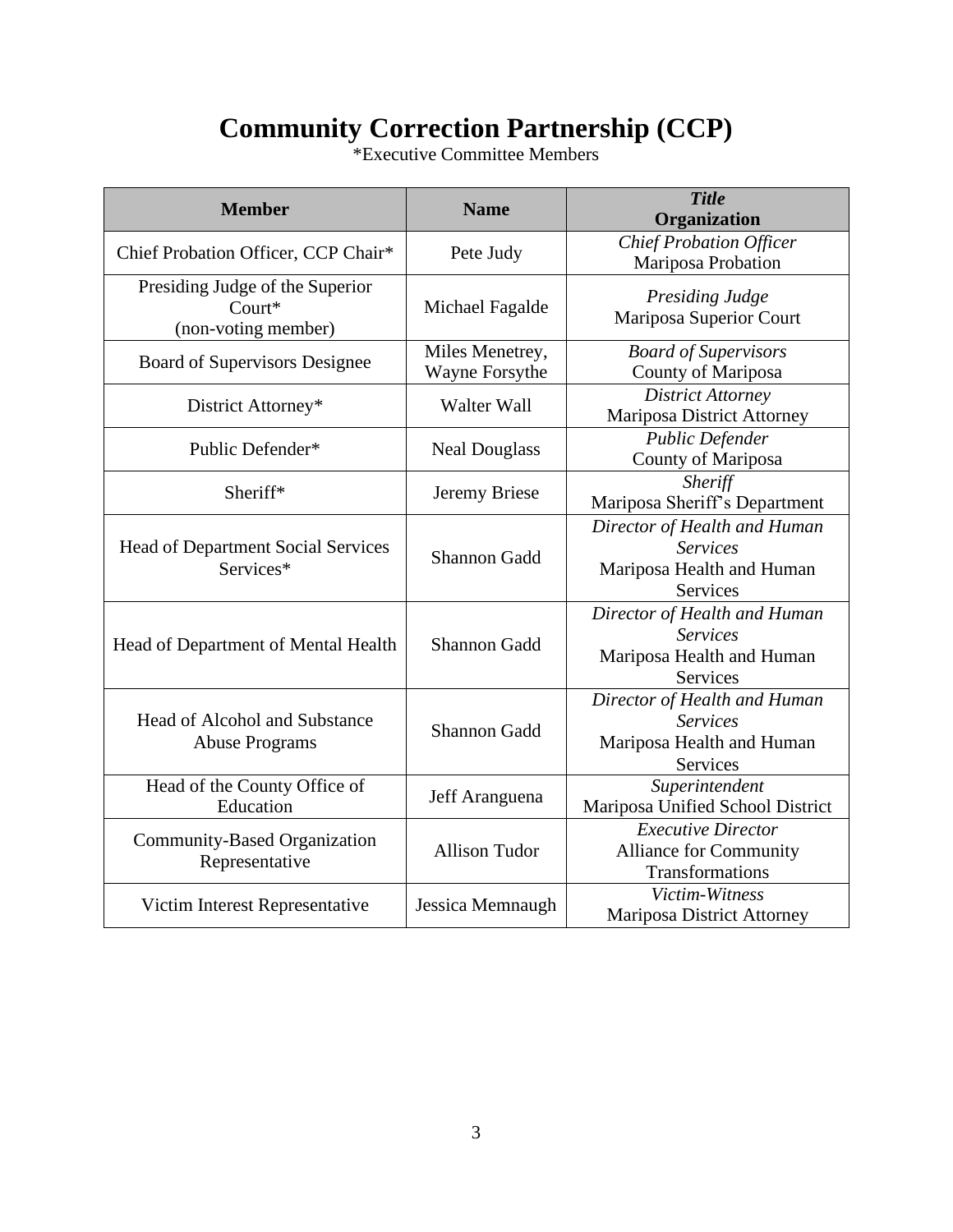# Community Correction Partnership (CCP)

*Executive Committee Members

| Member | Name | *Title* Organization |
|---|---|---|
| Chief Probation Officer, CCP Chair* | Pete Judy | *Chief Probation Officer* Mariposa Probation |
| Presiding Judge of the Superior Court* (non-voting member) | Michael Fagalde | *Presiding Judge* Mariposa Superior Court |
| Board of Supervisors Designee | Miles Menetrey, Wayne Forsythe | *Board of Supervisors* County of Mariposa |
| District Attorney* | Walter Wall | *District Attorney* Mariposa District Attorney |
| Public Defender* | Neal Douglass | *Public Defender* County of Mariposa |
| Sheriff* | Jeremy Briese | *Sheriff* Mariposa Sheriff's Department |
| Head of Department Social Services Services* | Shannon Gadd | *Director of Health and Human Services* Mariposa Health and Human Services |
| Head of Department of Mental Health | Shannon Gadd | *Director of Health and Human Services* Mariposa Health and Human Services |
| Head of Alcohol and Substance Abuse Programs | Shannon Gadd | *Director of Health and Human Services* Mariposa Health and Human Services |
| Head of the County Office of Education | Jeff Aranguena | *Superintendent* Mariposa Unified School District |
| Community-Based Organization Representative | Allison Tudor | *Executive Director* Alliance for Community Transformations |
| Victim Interest Representative | Jessica Memnaugh | *Victim-Witness* Mariposa District Attorney |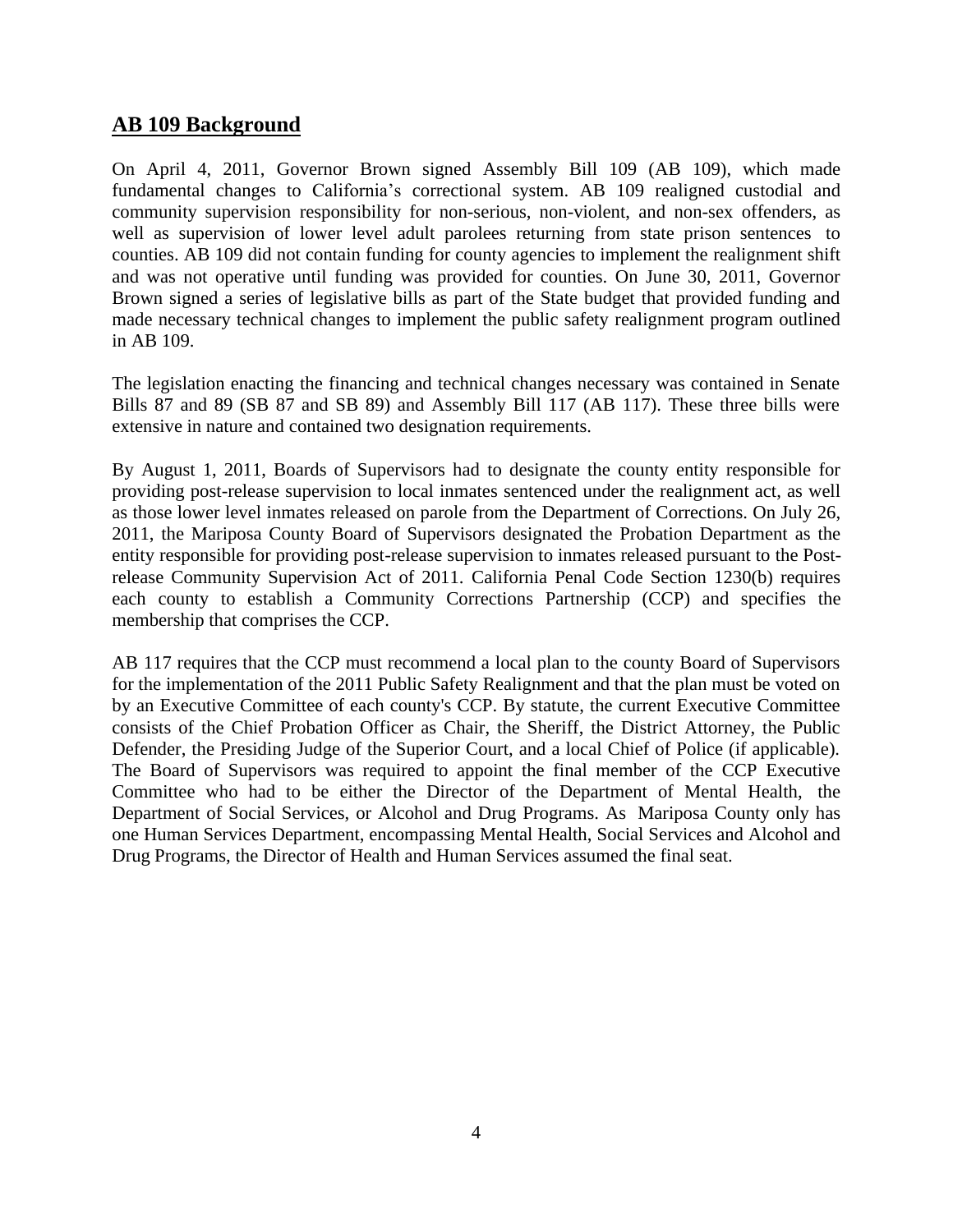## AB 109 Background

On April 4, 2011, Governor Brown signed Assembly Bill 109 (AB 109), which made fundamental changes to California's correctional system. AB 109 realigned custodial and community supervision responsibility for non-serious, non-violent, and non-sex offenders, as well as supervision of lower level adult parolees returning from state prison sentences to counties. AB 109 did not contain funding for county agencies to implement the realignment shift and was not operative until funding was provided for counties. On June 30, 2011, Governor Brown signed a series of legislative bills as part of the State budget that provided funding and made necessary technical changes to implement the public safety realignment program outlined in AB 109.

The legislation enacting the financing and technical changes necessary was contained in Senate Bills 87 and 89 (SB 87 and SB 89) and Assembly Bill 117 (AB 117). These three bills were extensive in nature and contained two designation requirements.

By August 1, 2011, Boards of Supervisors had to designate the county entity responsible for providing post-release supervision to local inmates sentenced under the realignment act, as well as those lower level inmates released on parole from the Department of Corrections. On July 26, 2011, the Mariposa County Board of Supervisors designated the Probation Department as the entity responsible for providing post-release supervision to inmates released pursuant to the Post-release Community Supervision Act of 2011. California Penal Code Section 1230(b) requires each county to establish a Community Corrections Partnership (CCP) and specifies the membership that comprises the CCP.

AB 117 requires that the CCP must recommend a local plan to the county Board of Supervisors for the implementation of the 2011 Public Safety Realignment and that the plan must be voted on by an Executive Committee of each county's CCP. By statute, the current Executive Committee consists of the Chief Probation Officer as Chair, the Sheriff, the District Attorney, the Public Defender, the Presiding Judge of the Superior Court, and a local Chief of Police (if applicable). The Board of Supervisors was required to appoint the final member of the CCP Executive Committee who had to be either the Director of the Department of Mental Health, the Department of Social Services, or Alcohol and Drug Programs. As Mariposa County only has one Human Services Department, encompassing Mental Health, Social Services and Alcohol and Drug Programs, the Director of Health and Human Services assumed the final seat.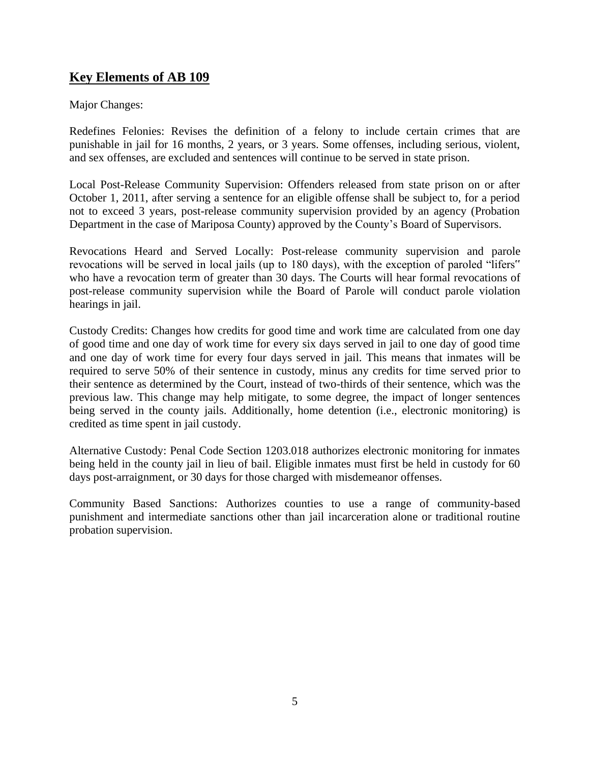## **Key Elements of AB 109**

Major Changes:

Redefines Felonies: Revises the definition of a felony to include certain crimes that are punishable in jail for 16 months, 2 years, or 3 years. Some offenses, including serious, violent, and sex offenses, are excluded and sentences will continue to be served in state prison.

Local Post-Release Community Supervision: Offenders released from state prison on or after October 1, 2011, after serving a sentence for an eligible offense shall be subject to, for a period not to exceed 3 years, post-release community supervision provided by an agency (Probation Department in the case of Mariposa County) approved by the County's Board of Supervisors.

Revocations Heard and Served Locally: Post-release community supervision and parole revocations will be served in local jails (up to 180 days), with the exception of paroled "lifers" who have a revocation term of greater than 30 days. The Courts will hear formal revocations of post-release community supervision while the Board of Parole will conduct parole violation hearings in jail.

Custody Credits: Changes how credits for good time and work time are calculated from one day of good time and one day of work time for every six days served in jail to one day of good time and one day of work time for every four days served in jail. This means that inmates will be required to serve 50% of their sentence in custody, minus any credits for time served prior to their sentence as determined by the Court, instead of two-thirds of their sentence, which was the previous law. This change may help mitigate, to some degree, the impact of longer sentences being served in the county jails. Additionally, home detention (i.e., electronic monitoring) is credited as time spent in jail custody.

Alternative Custody: Penal Code Section 1203.018 authorizes electronic monitoring for inmates being held in the county jail in lieu of bail. Eligible inmates must first be held in custody for 60 days post-arraignment, or 30 days for those charged with misdemeanor offenses.

Community Based Sanctions: Authorizes counties to use a range of community-based punishment and intermediate sanctions other than jail incarceration alone or traditional routine probation supervision.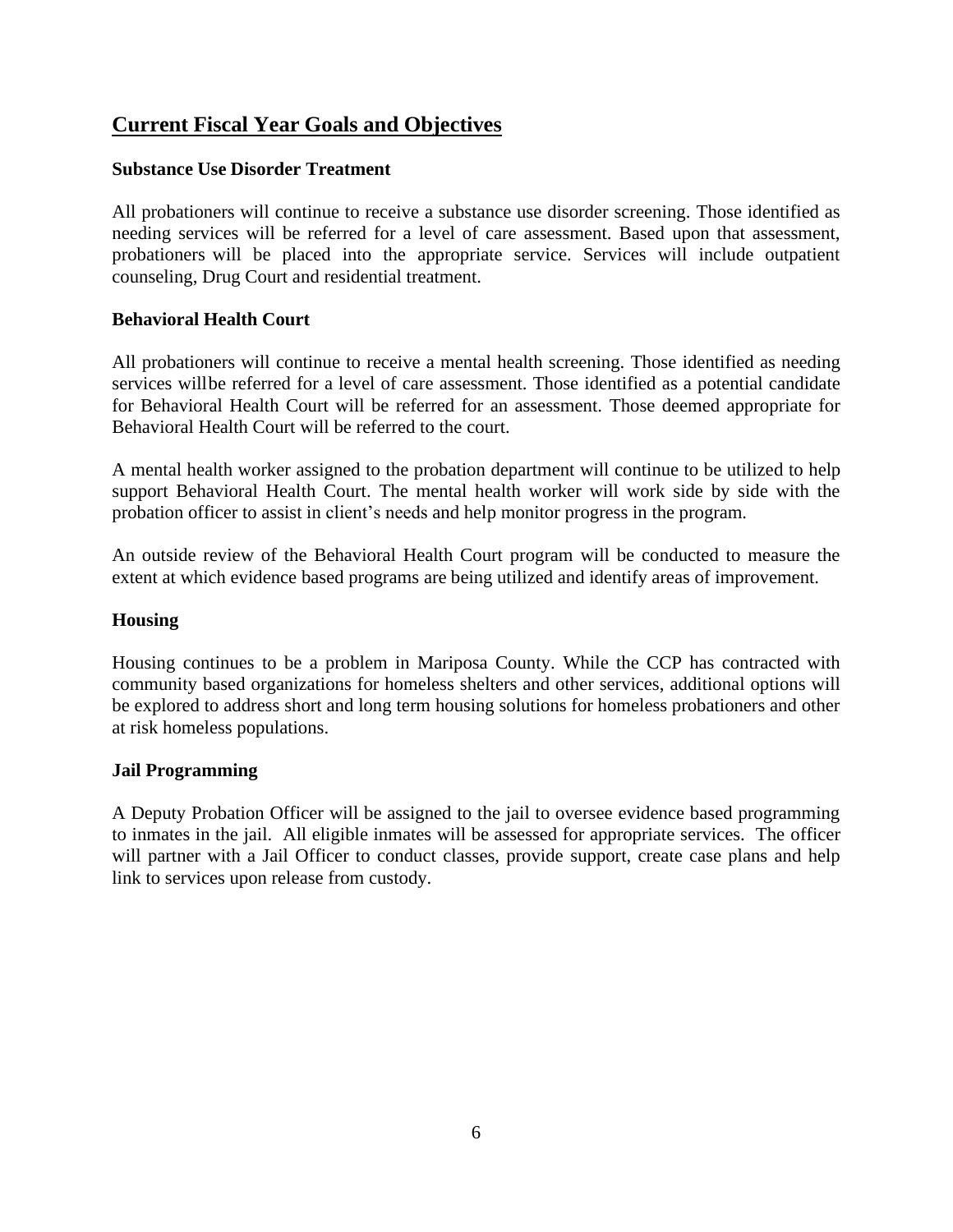## Current Fiscal Year Goals and Objectives

### Substance Use Disorder Treatment

All probationers will continue to receive a substance use disorder screening. Those identified as needing services will be referred for a level of care assessment. Based upon that assessment, probationers will be placed into the appropriate service. Services will include outpatient counseling, Drug Court and residential treatment.

### Behavioral Health Court

All probationers will continue to receive a mental health screening. Those identified as needing services willbe referred for a level of care assessment. Those identified as a potential candidate for Behavioral Health Court will be referred for an assessment. Those deemed appropriate for Behavioral Health Court will be referred to the court.

A mental health worker assigned to the probation department will continue to be utilized to help support Behavioral Health Court. The mental health worker will work side by side with the probation officer to assist in client's needs and help monitor progress in the program.

An outside review of the Behavioral Health Court program will be conducted to measure the extent at which evidence based programs are being utilized and identify areas of improvement.

### Housing

Housing continues to be a problem in Mariposa County. While the CCP has contracted with community based organizations for homeless shelters and other services, additional options will be explored to address short and long term housing solutions for homeless probationers and other at risk homeless populations.

### Jail Programming

A Deputy Probation Officer will be assigned to the jail to oversee evidence based programming to inmates in the jail. All eligible inmates will be assessed for appropriate services. The officer will partner with a Jail Officer to conduct classes, provide support, create case plans and help link to services upon release from custody.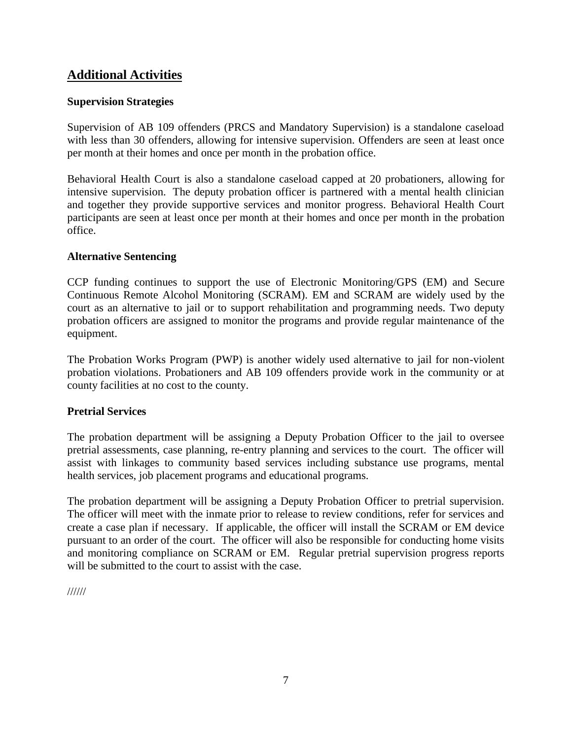## Additional Activities

### Supervision Strategies

Supervision of AB 109 offenders (PRCS and Mandatory Supervision) is a standalone caseload with less than 30 offenders, allowing for intensive supervision. Offenders are seen at least once per month at their homes and once per month in the probation office.

Behavioral Health Court is also a standalone caseload capped at 20 probationers, allowing for intensive supervision. The deputy probation officer is partnered with a mental health clinician and together they provide supportive services and monitor progress. Behavioral Health Court participants are seen at least once per month at their homes and once per month in the probation office.

### Alternative Sentencing

CCP funding continues to support the use of Electronic Monitoring/GPS (EM) and Secure Continuous Remote Alcohol Monitoring (SCRAM). EM and SCRAM are widely used by the court as an alternative to jail or to support rehabilitation and programming needs. Two deputy probation officers are assigned to monitor the programs and provide regular maintenance of the equipment.

The Probation Works Program (PWP) is another widely used alternative to jail for non-violent probation violations. Probationers and AB 109 offenders provide work in the community or at county facilities at no cost to the county.

### Pretrial Services

The probation department will be assigning a Deputy Probation Officer to the jail to oversee pretrial assessments, case planning, re-entry planning and services to the court. The officer will assist with linkages to community based services including substance use programs, mental health services, job placement programs and educational programs.

The probation department will be assigning a Deputy Probation Officer to pretrial supervision. The officer will meet with the inmate prior to release to review conditions, refer for services and create a case plan if necessary. If applicable, the officer will install the SCRAM or EM device pursuant to an order of the court. The officer will also be responsible for conducting home visits and monitoring compliance on SCRAM or EM. Regular pretrial supervision progress reports will be submitted to the court to assist with the case.

//////